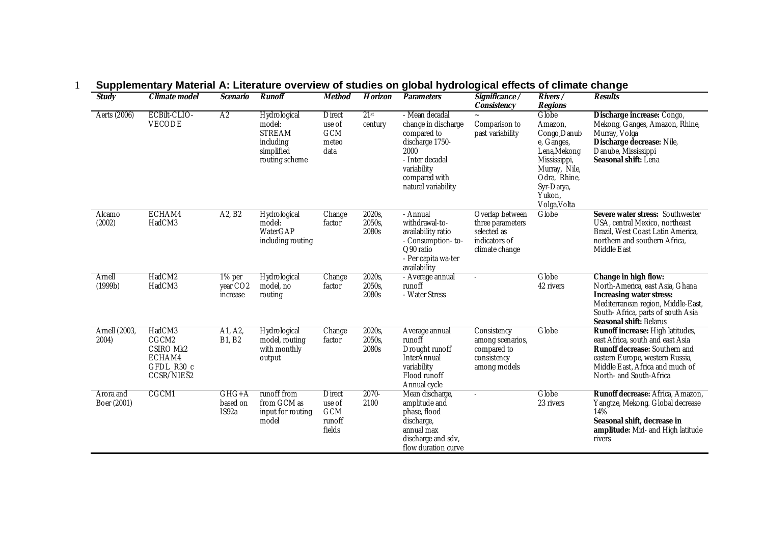# Supplementary Material A: Literature overview of studies on global hydrological effects of climate change

| *Study* | *Climate model* | *Scenario* | *Runoff* | *Method* | *Horizon* | *Parameters* | *Significance / Consistency* | *Rivers / Regions* | *Results* |
|---|---|---|---|---|---|---|---|---|---|
| Aerts (2006) | ECBilt-CLIO-VECODE | A2 | Hydrological model: STREAM including simplified routing scheme | Direct use of GCM meteo data | 21st century | - Mean decadal change in discharge compared to discharge 1750-2000<br>- Inter decadal variability compared with natural variability | ~<br>Comparison to past variability | Globe<br>Amazon, Congo,Danube, Ganges, Lena,Mekong Mississippi, Murray, Nile, Odra, Rhine, Syr-Darya, Yukon, Volga,Volta | **Discharge increase:** Congo, Mekong, Ganges, Amazon, Rhine, Murray, Volga<br>**Discharge decrease:** Nile, Danube, Mississippi<br>**Seasonal shift:** Lena |
| Alcamo (2002) | ECHAM4<br>HadCM3 | A2, B2 | Hydrological model: WaterGAP including routing | Change factor | 2020s, 2050s, 2080s | - Annual withdrawal-to-availability ratio<br>- Consumption- to-Q90 ratio<br>- Per capita wa-ter availability | Overlap between three parameters selected as indicators of climate change | Globe | **Severe water stress:** Southwester USA, central Mexico, northeast Brazil, West Coast Latin America, northern and southern Africa, Middle East |
| Arnell (1999b) | HadCM2<br>HadCM3 | 1% per year $CO_2$ increase | Hydrological model, no routing | Change factor | 2020s, 2050s, 2080s | - Average annual runoff<br>- Water Stress | - | Globe<br>42 rivers | **Change in high flow:** North-America, east Asia, Ghana<br>**Increasing water stress:** Mediterranean region, Middle-East, South- Africa, parts of south Asia<br>**Seasonal shift:** Belarus |
| Arnell (2003, 2004) | HadCM3<br>CGCM2<br>CSIRO Mk2<br>ECHAM4<br>GFDL_R30_c<br>CCSR/NIES2 | A1, A2, B1, B2 | Hydrological model, routing with monthly output | Change factor | 2020s, 2050s, 2080s | Average annual runoff<br>Drought runoff<br>InterAnnual variability<br>Flood runoff<br>Annual cycle | Consistency among scenarios, compared to consistency among models | Globe | **Runoff increase:** High latitudes, east Africa, south and east Asia<br>**Runoff decrease:** Southern and eastern Europe, western Russia, Middle East, Africa and much of North- and South-Africa |
| Arora and Boer (2001) | CGCM1 | GHG+A based on IS92a | runoff from from GCM as input for routing model | Direct use of GCM runoff fields | 2070-2100 | Mean discharge, amplitude and phase, flood discharge, annual max discharge and sdv, flow duration curve | - | Globe<br>23 rivers | **Runoff decrease:** Africa, Amazon, Yangtze, Mekong. Global decrease 14%<br>**Seasonal shift, decrease in amplitude:** Mid- and High latitude rivers |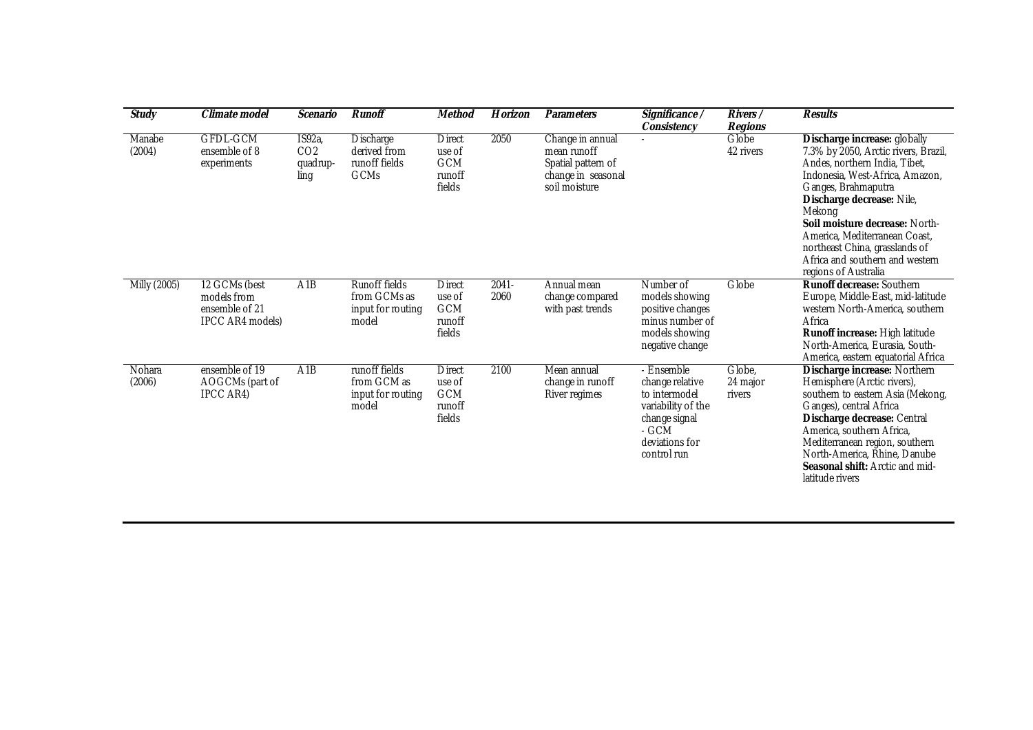| *Study* | *Climate model* | *Scenario* | *Runoff* | *Method* | *Horizon* | *Parameters* | *Significance / Consistency* | *Rivers / Regions* | *Results* |
|---|---|---|---|---|---|---|---|---|---|
| Manabe (2004) | GFDL-GCM ensemble of 8 experiments | IS92a, CO2 quadrup-ling | Discharge derived from runoff fields GCMs | Direct use of GCM runoff fields | 2050 | Change in annual mean runoff Spatial pattern of change in seasonal soil moisture | - | Globe 42 rivers | **Discharge increase:** globally 7.3% by 2050, Arctic rivers, Brazil, Andes, northern India, Tibet, Indonesia, West-Africa, Amazon, Ganges, Brahmaputra **Discharge decrease:** Nile, Mekong **Soil moisture decrease:** North-America, Mediterranean Coast, northeast China, grasslands of Africa and southern and western regions of Australia |
| Milly (2005) | 12 GCMs (best models from ensemble of 21 IPCC AR4 models) | A1B | Runoff fields from GCMs as input for routing model | Direct use of GCM runoff fields | 2041-2060 | Annual mean change compared with past trends | Number of models showing positive changes minus number of models showing negative change | Globe | **Runoff decrease:** Southern Europe, Middle-East, mid-latitude western North-America, southern Africa **Runoff increase:** High latitude North-America, Eurasia, South-America, eastern equatorial Africa |
| Nohara (2006) | ensemble of 19 AOGCMs (part of IPCC AR4) | A1B | runoff fields from GCM as input for routing model | Direct use of GCM runoff fields | 2100 | Mean annual change in runoff River regimes | - Ensemble change relative to intermodel variability of the change signal - GCM deviations for control run | Globe, 24 major rivers | **Discharge increase:** Northern Hemisphere (Arctic rivers), southern to eastern Asia (Mekong, Ganges), central Africa **Discharge decrease:** Central America, southern Africa, Mediterranean region, southern North-America, Rhine, Danube **Seasonal shift:** Arctic and mid-latitude rivers |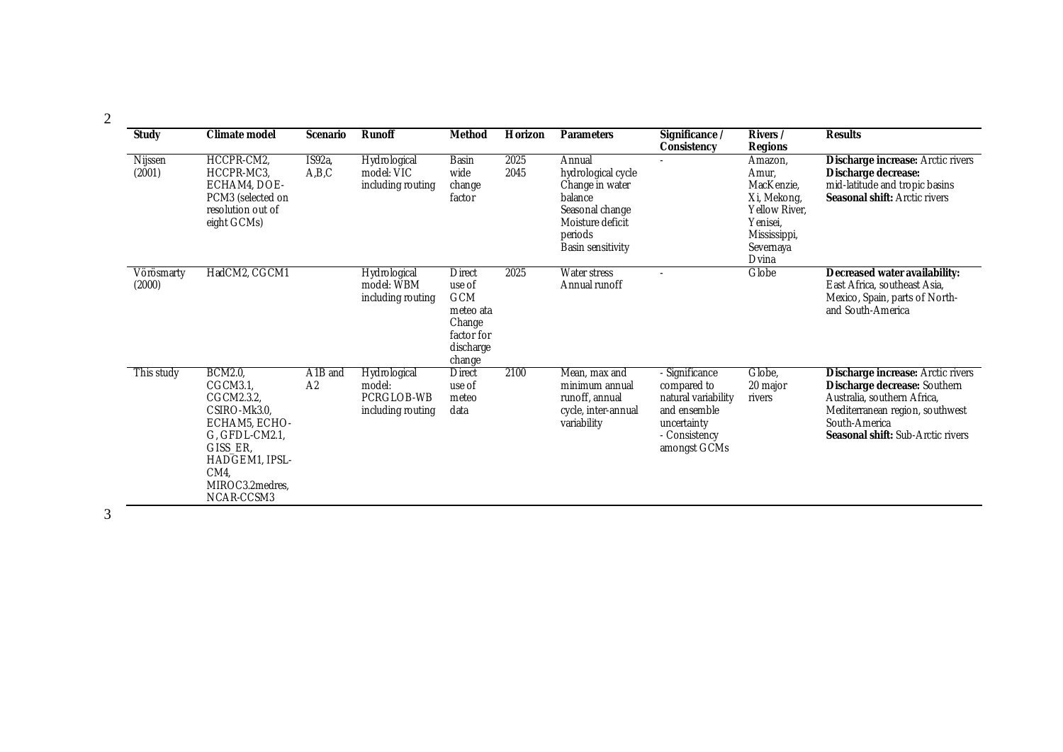| Study | Climate model | Scenario | Runoff | Method | Horizon | Parameters | Significance / Consistency | Rivers / Regions | Results |
|---|---|---|---|---|---|---|---|---|---|
| Nijssen (2001) | HCCPR-CM2, HCCPR-MC3, ECHAM4, DOE-PCM3 (selected on resolution out of eight GCMs) | IS92a, A,B,C | Hydrological model: VIC including routing | Basin wide change factor | 2025 2045 | Annual hydrological cycle Change in water balance Seasonal change Moisture deficit periods Basin sensitivity | - | Amazon, Amur, MacKenzie, Xi, Mekong, Yellow River, Yenisei, Mississippi, Severnaya Dvina | **Discharge increase:** Arctic rivers **Discharge decrease:** mid-latitude and tropic basins **Seasonal shift:** Arctic rivers |
| Vörösmarty (2000) | HadCM2, CGCM1 | | Hydrological model: WBM including routing | Direct use of GCM meteo ata Change factor for discharge change | 2025 | Water stress Annual runoff | - | Globe | **Decreased water availability:** East Africa, southeast Asia, Mexico, Spain, parts of North- and South-America |
| This study | BCM2.0, CGCM3.1, CGCM2.3.2, CSIRO-Mk3.0, ECHAM5, ECHO-G, GFDL-CM2.1, GISS_ER, HADGEM1, IPSL-CM4, MIROC3.2medres, NCAR-CCSM3 | A1B and A2 | Hydrological model: PCRGLOB-WB including routing | Direct use of meteo data | 2100 | Mean, max and minimum annual runoff, annual cycle, inter-annual variability | - Significance compared to natural variability and ensemble uncertainty - Consistency amongst GCMs | Globe, 20 major rivers | **Discharge increase:** Arctic rivers **Discharge decrease:** Southern Australia, southern Africa, Mediterranean region, southwest South-America **Seasonal shift:** Sub-Arctic rivers |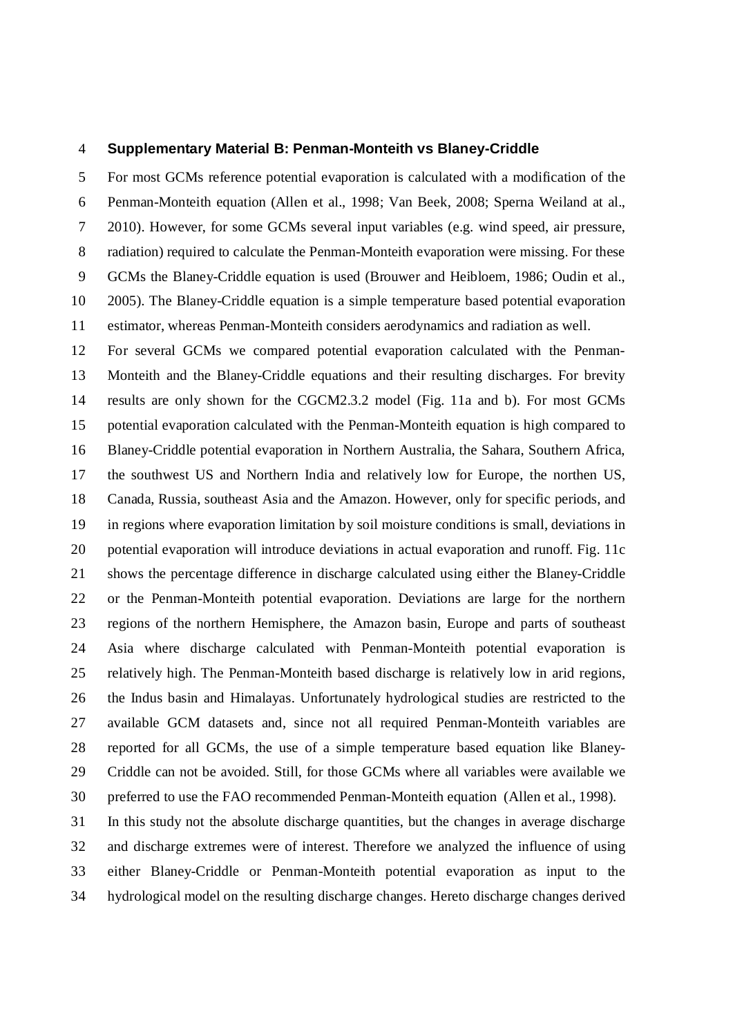## Supplementary Material B: Penman-Monteith vs Blaney-Criddle

For most GCMs reference potential evaporation is calculated with a modification of the Penman-Monteith equation (Allen et al., 1998; Van Beek, 2008; Sperna Weiland at al., 2010). However, for some GCMs several input variables (e.g. wind speed, air pressure, radiation) required to calculate the Penman-Monteith evaporation were missing. For these GCMs the Blaney-Criddle equation is used (Brouwer and Heibloem, 1986; Oudin et al., 2005). The Blaney-Criddle equation is a simple temperature based potential evaporation estimator, whereas Penman-Monteith considers aerodynamics and radiation as well.

For several GCMs we compared potential evaporation calculated with the Penman-Monteith and the Blaney-Criddle equations and their resulting discharges. For brevity results are only shown for the CGCM2.3.2 model (Fig. 11a and b). For most GCMs potential evaporation calculated with the Penman-Monteith equation is high compared to Blaney-Criddle potential evaporation in Northern Australia, the Sahara, Southern Africa, the southwest US and Northern India and relatively low for Europe, the northen US, Canada, Russia, southeast Asia and the Amazon. However, only for specific periods, and in regions where evaporation limitation by soil moisture conditions is small, deviations in potential evaporation will introduce deviations in actual evaporation and runoff. Fig. 11c shows the percentage difference in discharge calculated using either the Blaney-Criddle or the Penman-Monteith potential evaporation. Deviations are large for the northern regions of the northern Hemisphere, the Amazon basin, Europe and parts of southeast Asia where discharge calculated with Penman-Monteith potential evaporation is relatively high. The Penman-Monteith based discharge is relatively low in arid regions, the Indus basin and Himalayas. Unfortunately hydrological studies are restricted to the available GCM datasets and, since not all required Penman-Monteith variables are reported for all GCMs, the use of a simple temperature based equation like Blaney-Criddle can not be avoided. Still, for those GCMs where all variables were available we preferred to use the FAO recommended Penman-Monteith equation (Allen et al., 1998).

In this study not the absolute discharge quantities, but the changes in average discharge and discharge extremes were of interest. Therefore we analyzed the influence of using either Blaney-Criddle or Penman-Monteith potential evaporation as input to the hydrological model on the resulting discharge changes. Hereto discharge changes derived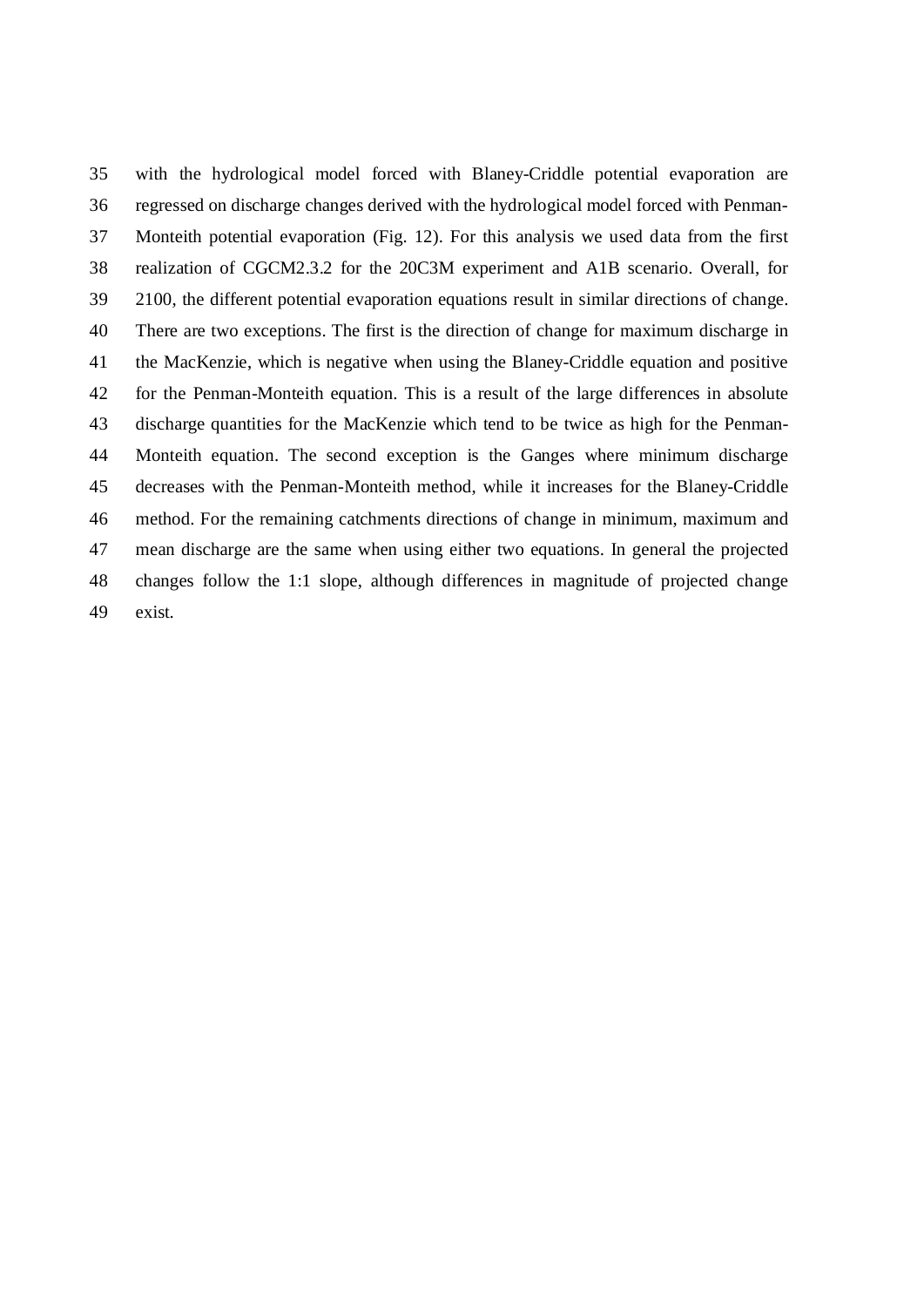with the hydrological model forced with Blaney-Criddle potential evaporation are regressed on discharge changes derived with the hydrological model forced with Penman-Monteith potential evaporation (Fig. 12). For this analysis we used data from the first realization of CGCM2.3.2 for the 20C3M experiment and A1B scenario. Overall, for 2100, the different potential evaporation equations result in similar directions of change. There are two exceptions. The first is the direction of change for maximum discharge in the MacKenzie, which is negative when using the Blaney-Criddle equation and positive for the Penman-Monteith equation. This is a result of the large differences in absolute discharge quantities for the MacKenzie which tend to be twice as high for the Penman-Monteith equation. The second exception is the Ganges where minimum discharge decreases with the Penman-Monteith method, while it increases for the Blaney-Criddle method. For the remaining catchments directions of change in minimum, maximum and mean discharge are the same when using either two equations. In general the projected changes follow the 1:1 slope, although differences in magnitude of projected change exist.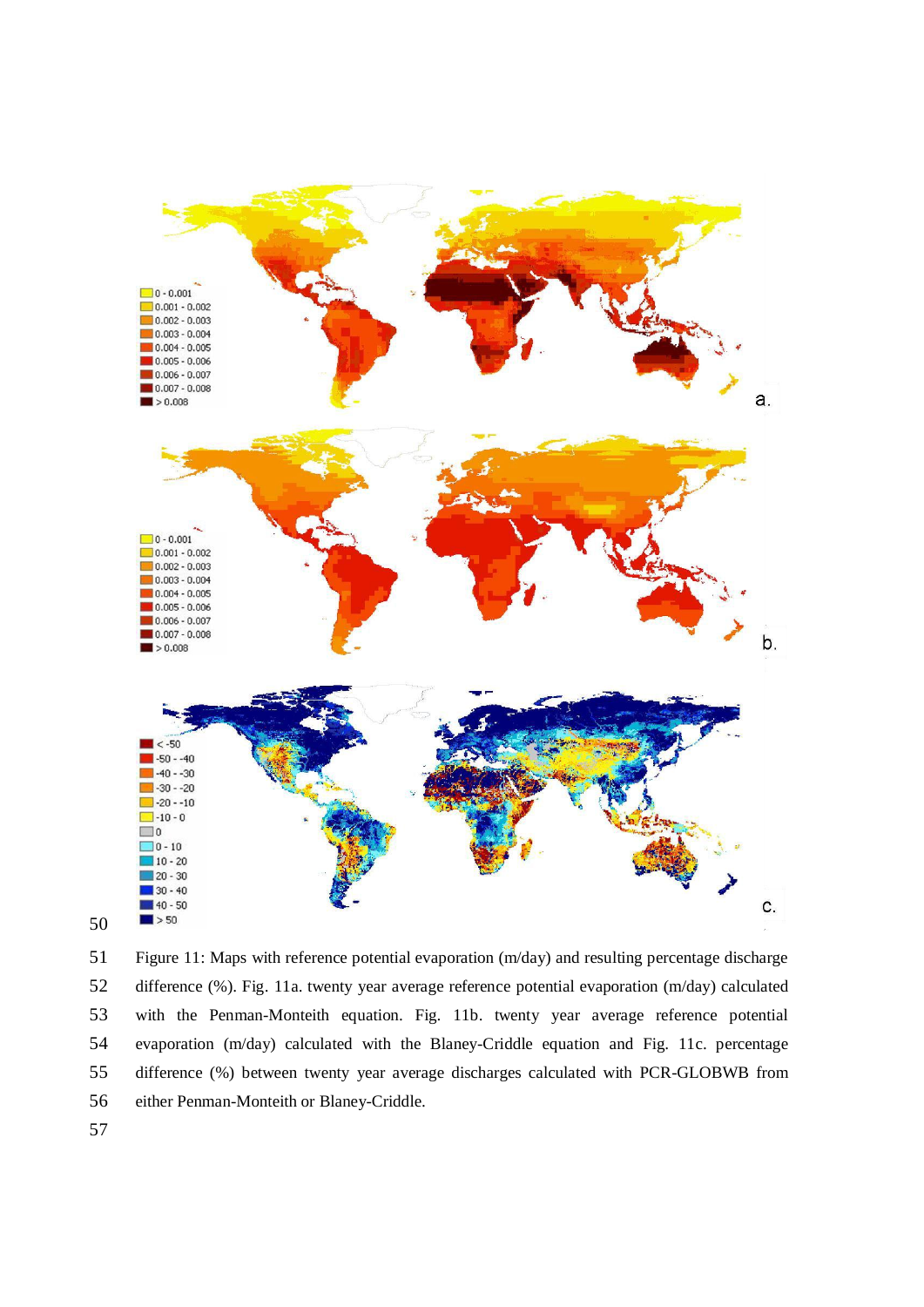Figure 11: Maps with reference potential evaporation (m/day) and resulting percentage discharge difference (%). Fig. 11a. twenty year average reference potential evaporation (m/day) calculated with the Penman-Monteith equation. Fig. 11b. twenty year average reference potential evaporation (m/day) calculated with the Blaney-Criddle equation and Fig. 11c. percentage difference (%) between twenty year average discharges calculated with PCR-GLOBWB from either Penman-Monteith or Blaney-Criddle.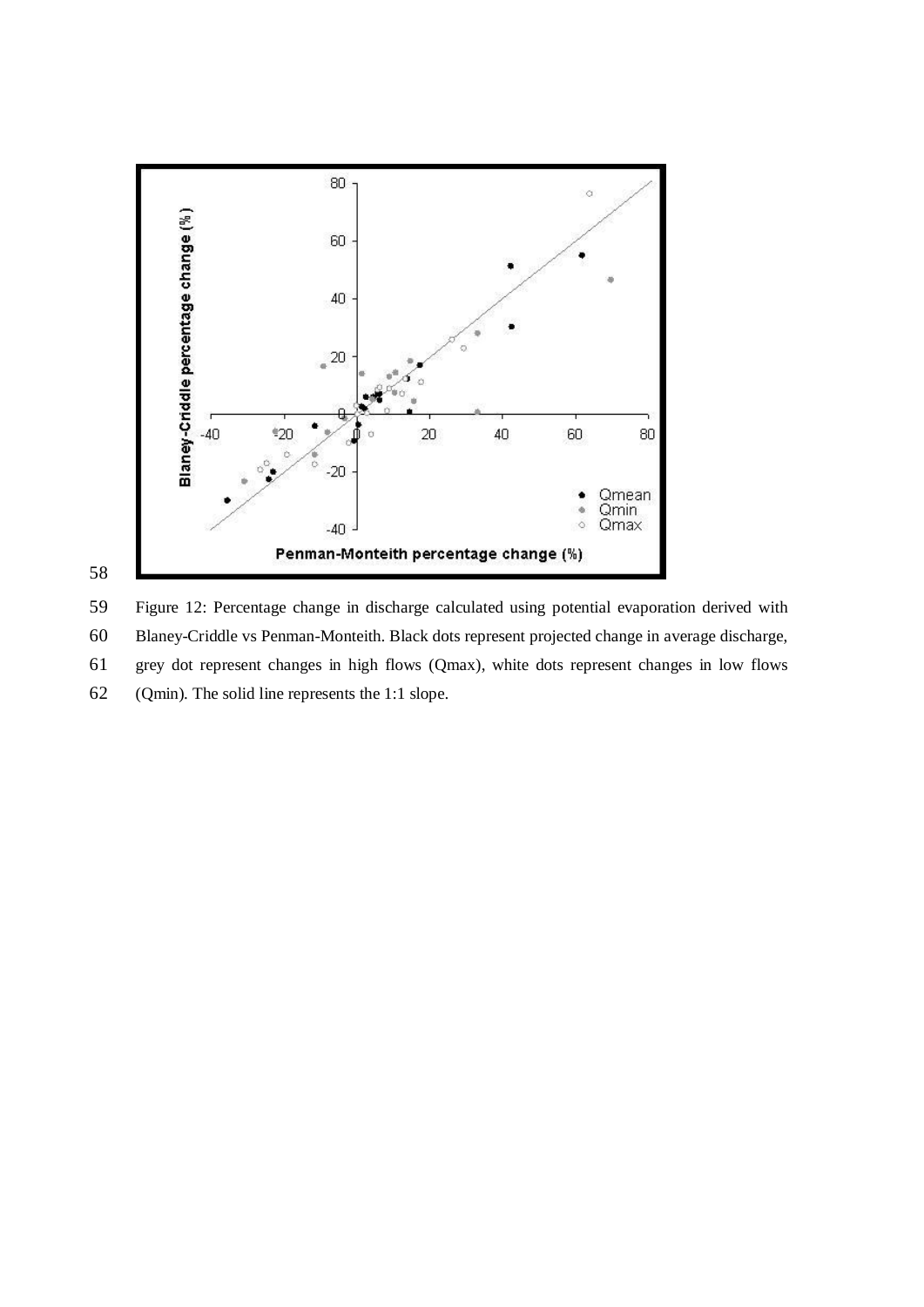Figure 12: Percentage change in discharge calculated using potential evaporation derived with Blaney-Criddle vs Penman-Monteith. Black dots represent projected change in average discharge, grey dot represent changes in high flows (Qmax), white dots represent changes in low flows (Qmin). The solid line represents the 1:1 slope.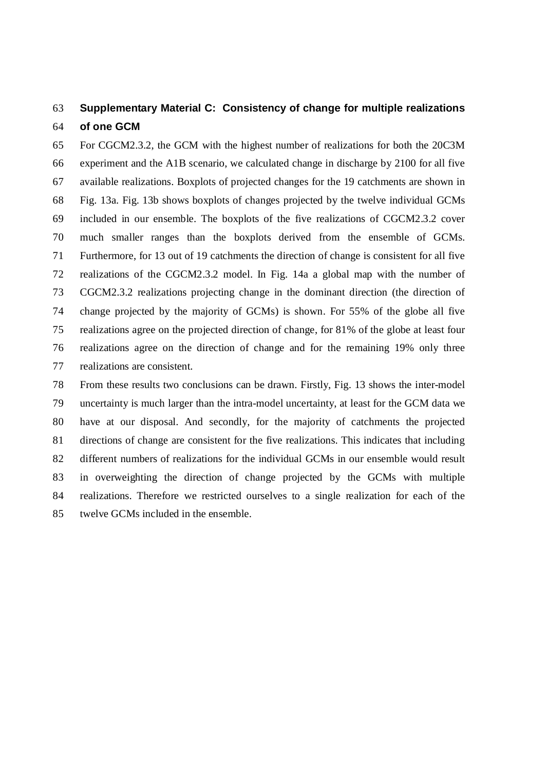## Supplementary Material C: Consistency of change for multiple realizations of one GCM

For CGCM2.3.2, the GCM with the highest number of realizations for both the 20C3M experiment and the A1B scenario, we calculated change in discharge by 2100 for all five available realizations. Boxplots of projected changes for the 19 catchments are shown in Fig. 13a. Fig. 13b shows boxplots of changes projected by the twelve individual GCMs included in our ensemble. The boxplots of the five realizations of CGCM2.3.2 cover much smaller ranges than the boxplots derived from the ensemble of GCMs. Furthermore, for 13 out of 19 catchments the direction of change is consistent for all five realizations of the CGCM2.3.2 model. In Fig. 14a a global map with the number of CGCM2.3.2 realizations projecting change in the dominant direction (the direction of change projected by the majority of GCMs) is shown. For 55% of the globe all five realizations agree on the projected direction of change, for 81% of the globe at least four realizations agree on the direction of change and for the remaining 19% only three realizations are consistent.

From these results two conclusions can be drawn. Firstly, Fig. 13 shows the inter-model uncertainty is much larger than the intra-model uncertainty, at least for the GCM data we have at our disposal. And secondly, for the majority of catchments the projected directions of change are consistent for the five realizations. This indicates that including different numbers of realizations for the individual GCMs in our ensemble would result in overweighting the direction of change projected by the GCMs with multiple realizations. Therefore we restricted ourselves to a single realization for each of the twelve GCMs included in the ensemble.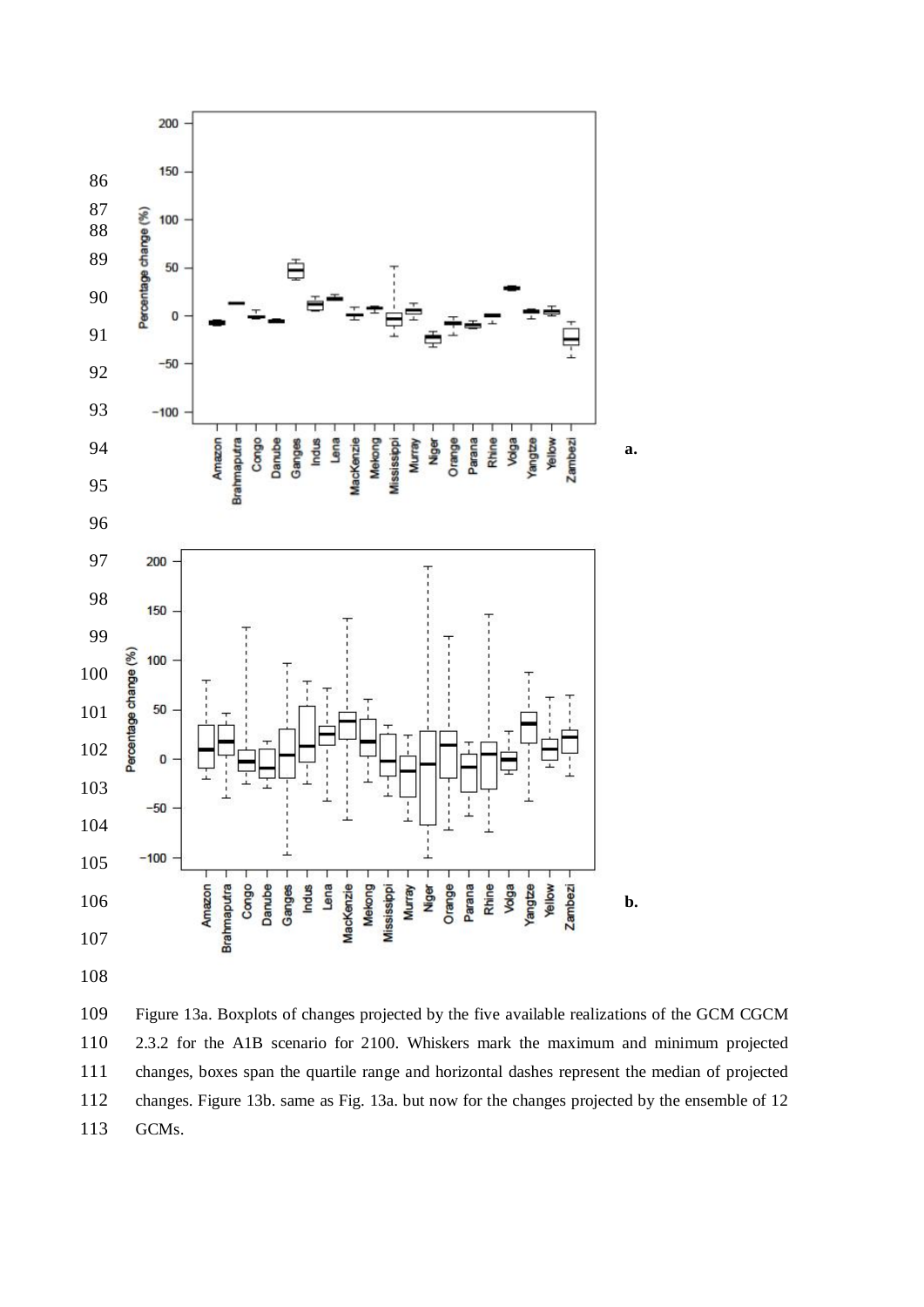Figure 13a. Boxplots of changes projected by the five available realizations of the GCM CGCM 2.3.2 for the A1B scenario for 2100. Whiskers mark the maximum and minimum projected changes, boxes span the quartile range and horizontal dashes represent the median of projected changes. Figure 13b. same as Fig. 13a. but now for the changes projected by the ensemble of 12 GCMs.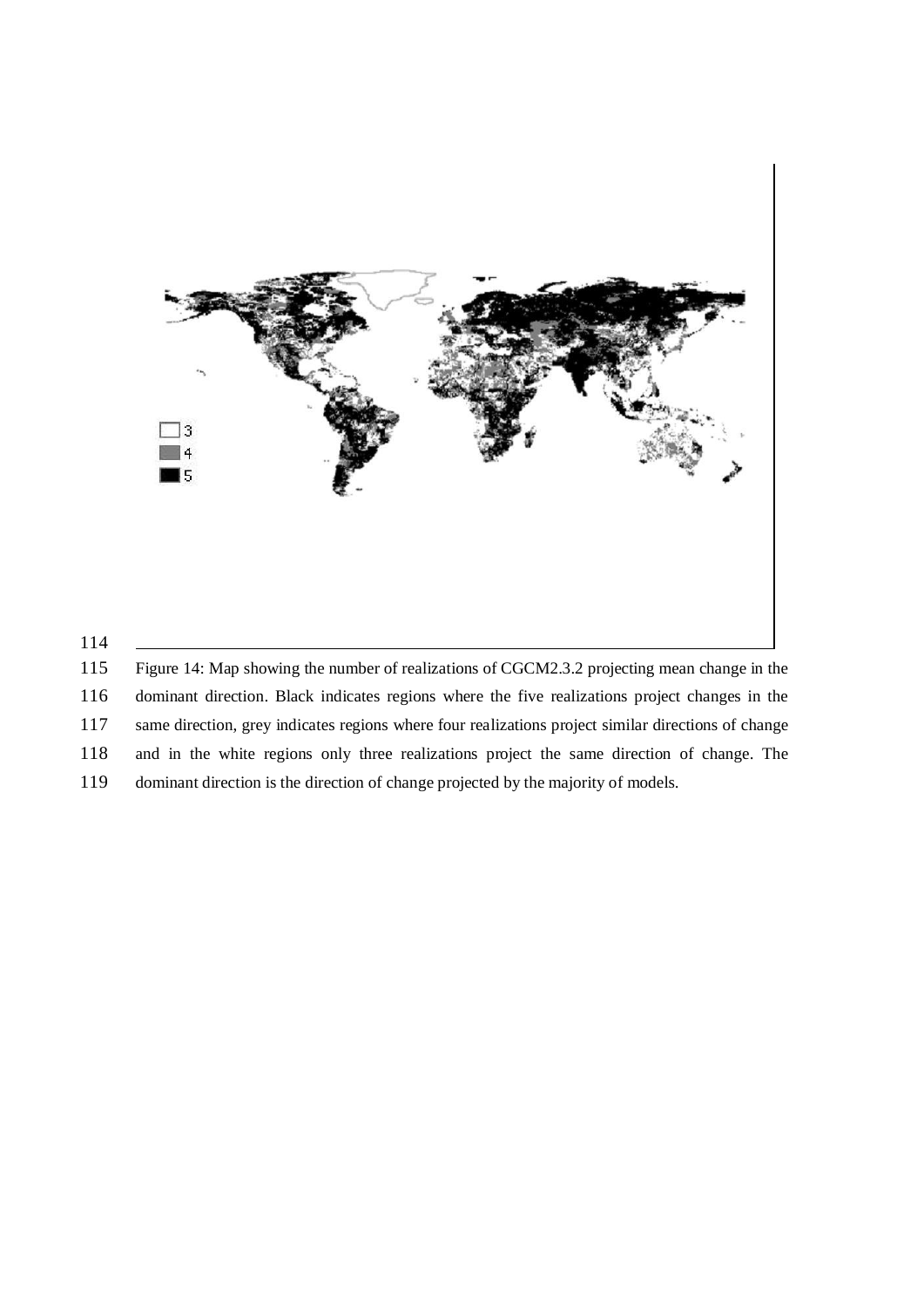3
4
5

Figure 14: Map showing the number of realizations of CGCM2.3.2 projecting mean change in the dominant direction. Black indicates regions where the five realizations project changes in the same direction, grey indicates regions where four realizations project similar directions of change and in the white regions only three realizations project the same direction of change. The dominant direction is the direction of change projected by the majority of models.